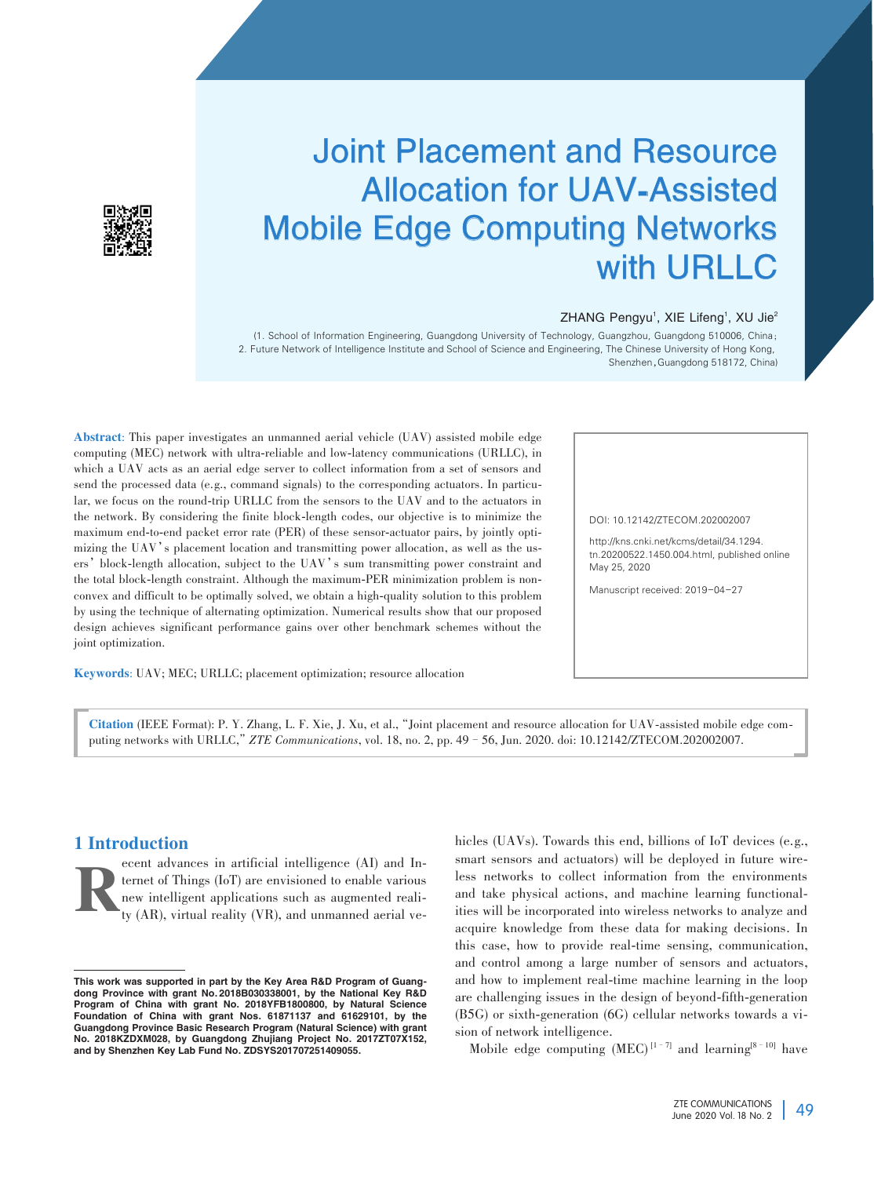# Joint Placement and Resource Allocation for UAV-Assisted Mobile Edge Computing Networks with URLLC

ZHANG Pengyu[1], XIE Lifeng[1], XU Jie[2]

(1. School of Information Engineering, Guangdong University of Technology, Guangzhou, Guangdong 510006, China;
2. Future Network of Intelligence Institute and School of Science and Engineering, The Chinese University of Hong Kong, Shenzhen, Guangdong 518172, China)

**Abstract**: This paper investigates an unmanned aerial vehicle (UAV) assisted mobile edge computing (MEC) network with ultra-reliable and low-latency communications (URLLC), in which a UAV acts as an aerial edge server to collect information from a set of sensors and send the processed data (e.g., command signals) to the corresponding actuators. In particular, we focus on the round-trip URLLC from the sensors to the UAV and to the actuators in the network. By considering the finite block-length codes, our objective is to minimize the maximum end-to-end packet error rate (PER) of these sensor-actuator pairs, by jointly optimizing the UAV's placement location and transmitting power allocation, as well as the users' block-length allocation, subject to the UAV's sum transmitting power constraint and the total block-length constraint. Although the maximum-PER minimization problem is non-convex and difficult to be optimally solved, we obtain a high-quality solution to this problem by using the technique of alternating optimization. Numerical results show that our proposed design achieves significant performance gains over other benchmark schemes without the joint optimization.

**Keywords**: UAV; MEC; URLLC; placement optimization; resource allocation

DOI: 10.12142/ZTECOM.202002007

http://kns.cnki.net/kcms/detail/34.1294.tn.20200522.1450.004.html, published online May 25, 2020

Manuscript received: 2019-04-27

**Citation** (IEEE Format): P. Y. Zhang, L. F. Xie, J. Xu, et al., "Joint placement and resource allocation for UAV-assisted mobile edge computing networks with URLLC," *ZTE Communications*, vol. 18, no. 2, pp. 49–56, Jun. 2020. doi: 10.12142/ZTECOM.202002007.

## 1 Introduction

Recent advances in artificial intelligence (AI) and Internet of Things (IoT) are envisioned to enable various new intelligent applications such as augmented reality (AR), virtual reality (VR), and unmanned aerial vehicles (UAVs). Towards this end, billions of IoT devices (e.g., smart sensors and actuators) will be deployed in future wireless networks to collect information from the environments and take physical actions, and machine learning functionalities will be incorporated into wireless networks to analyze and acquire knowledge from these data for making decisions. In this case, how to provide real-time sensing, communication, and control among a large number of sensors and actuators, and how to implement real-time machine learning in the loop are challenging issues in the design of beyond-fifth-generation (B5G) or sixth-generation (6G) cellular networks towards a vision of network intelligence.

Mobile edge computing (MEC)[1–7] and learning[8–10] have

**This work was supported in part by the Key Area R&D Program of Guangdong Province with grant No. 2018B030338001, by the National Key R&D Program of China with grant No. 2018YFB1800800, by Natural Science Foundation of China with grant Nos. 61871137 and 61629101, by the Guangdong Province Basic Research Program (Natural Science) with grant No. 2018KZDXM028, by Guangdong Zhujiang Project No. 2017ZT07X152, and by Shenzhen Key Lab Fund No. ZDSYS201707251409055.**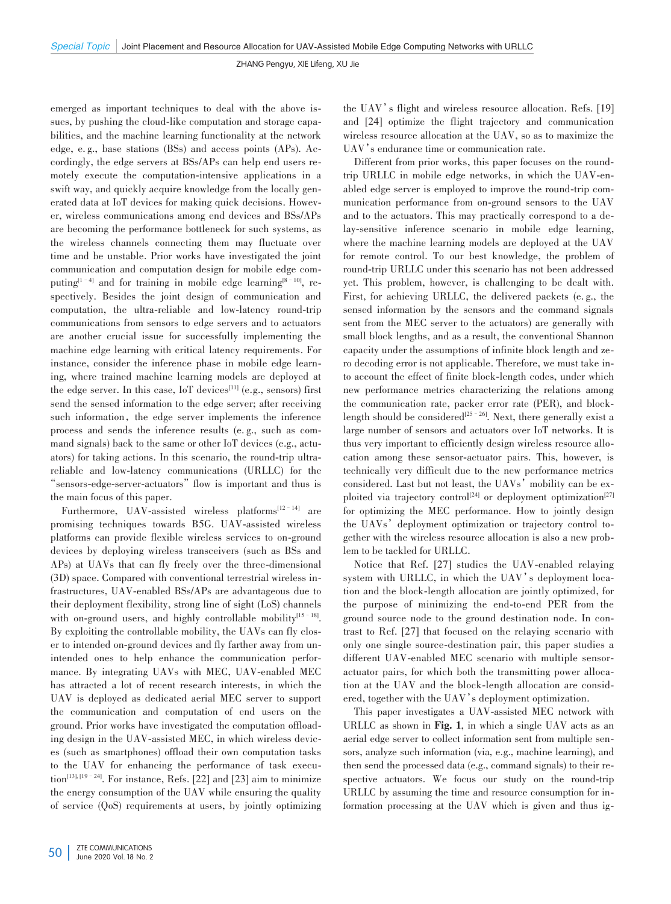emerged as important techniques to deal with the above issues, by pushing the cloud-like computation and storage capabilities, and the machine learning functionality at the network edge, e. g., base stations (BSs) and access points (APs). Accordingly, the edge servers at BSs/APs can help end users remotely execute the computation-intensive applications in a swift way, and quickly acquire knowledge from the locally generated data at IoT devices for making quick decisions. However, wireless communications among end devices and BSs/APs are becoming the performance bottleneck for such systems, as the wireless channels connecting them may fluctuate over time and be unstable. Prior works have investigated the joint communication and computation design for mobile edge computing[1–4] and for training in mobile edge learning[8–10], respectively. Besides the joint design of communication and computation, the ultra-reliable and low-latency round-trip communications from sensors to edge servers and to actuators are another crucial issue for successfully implementing the machine edge learning with critical latency requirements. For instance, consider the inference phase in mobile edge learning, where trained machine learning models are deployed at the edge server. In this case, IoT devices[11] (e.g., sensors) first send the sensed information to the edge server; after receiving such information, the edge server implements the inference process and sends the inference results (e. g., such as command signals) back to the same or other IoT devices (e.g., actuators) for taking actions. In this scenario, the round-trip ultra-reliable and low-latency communications (URLLC) for the "sensors-edge-server-actuators" flow is important and thus is the main focus of this paper.

Furthermore, UAV-assisted wireless platforms[12–14] are promising techniques towards B5G. UAV-assisted wireless platforms can provide flexible wireless services to on-ground devices by deploying wireless transceivers (such as BSs and APs) at UAVs that can fly freely over the three-dimensional (3D) space. Compared with conventional terrestrial wireless infrastructures, UAV-enabled BSs/APs are advantageous due to their deployment flexibility, strong line of sight (LoS) channels with on-ground users, and highly controllable mobility[15–18]. By exploiting the controllable mobility, the UAVs can fly closer to intended on-ground devices and fly farther away from unintended ones to help enhance the communication performance. By integrating UAVs with MEC, UAV-enabled MEC has attracted a lot of recent research interests, in which the UAV is deployed as dedicated aerial MEC server to support the communication and computation of end users on the ground. Prior works have investigated the computation offloading design in the UAV-assisted MEC, in which wireless devices (such as smartphones) offload their own computation tasks to the UAV for enhancing the performance of task execution[13], [19–24]. For instance, Refs. [22] and [23] aim to minimize the energy consumption of the UAV while ensuring the quality of service (QoS) requirements at users, by jointly optimizing the UAV's flight and wireless resource allocation. Refs. [19] and [24] optimize the flight trajectory and communication wireless resource allocation at the UAV, so as to maximize the UAV's endurance time or communication rate.

Different from prior works, this paper focuses on the round-trip URLLC in mobile edge networks, in which the UAV-enabled edge server is employed to improve the round-trip communication performance from on-ground sensors to the UAV and to the actuators. This may practically correspond to a delay-sensitive inference scenario in mobile edge learning, where the machine learning models are deployed at the UAV for remote control. To our best knowledge, the problem of round-trip URLLC under this scenario has not been addressed yet. This problem, however, is challenging to be dealt with. First, for achieving URLLC, the delivered packets (e. g., the sensed information by the sensors and the command signals sent from the MEC server to the actuators) are generally with small block lengths, and as a result, the conventional Shannon capacity under the assumptions of infinite block length and zero decoding error is not applicable. Therefore, we must take into account the effect of finite block-length codes, under which new performance metrics characterizing the relations among the communication rate, packer error rate (PER), and block-length should be considered[25–26]. Next, there generally exist a large number of sensors and actuators over IoT networks. It is thus very important to efficiently design wireless resource allocation among these sensor-actuator pairs. This, however, is technically very difficult due to the new performance metrics considered. Last but not least, the UAVs' mobility can be exploited via trajectory control[24] or deployment optimization[27] for optimizing the MEC performance. How to jointly design the UAVs' deployment optimization or trajectory control together with the wireless resource allocation is also a new problem to be tackled for URLLC.

Notice that Ref. [27] studies the UAV-enabled relaying system with URLLC, in which the UAV's deployment location and the block-length allocation are jointly optimized, for the purpose of minimizing the end-to-end PER from the ground source node to the ground destination node. In contrast to Ref. [27] that focused on the relaying scenario with only one single source-destination pair, this paper studies a different UAV-enabled MEC scenario with multiple sensor-actuator pairs, for which both the transmitting power allocation at the UAV and the block-length allocation are considered, together with the UAV's deployment optimization.

This paper investigates a UAV-assisted MEC network with URLLC as shown in **Fig. 1**, in which a single UAV acts as an aerial edge server to collect information sent from multiple sensors, analyze such information (via, e.g., machine learning), and then send the processed data (e.g., command signals) to their respective actuators. We focus our study on the round-trip URLLC by assuming the time and resource consumption for information processing at the UAV which is given and thus ig-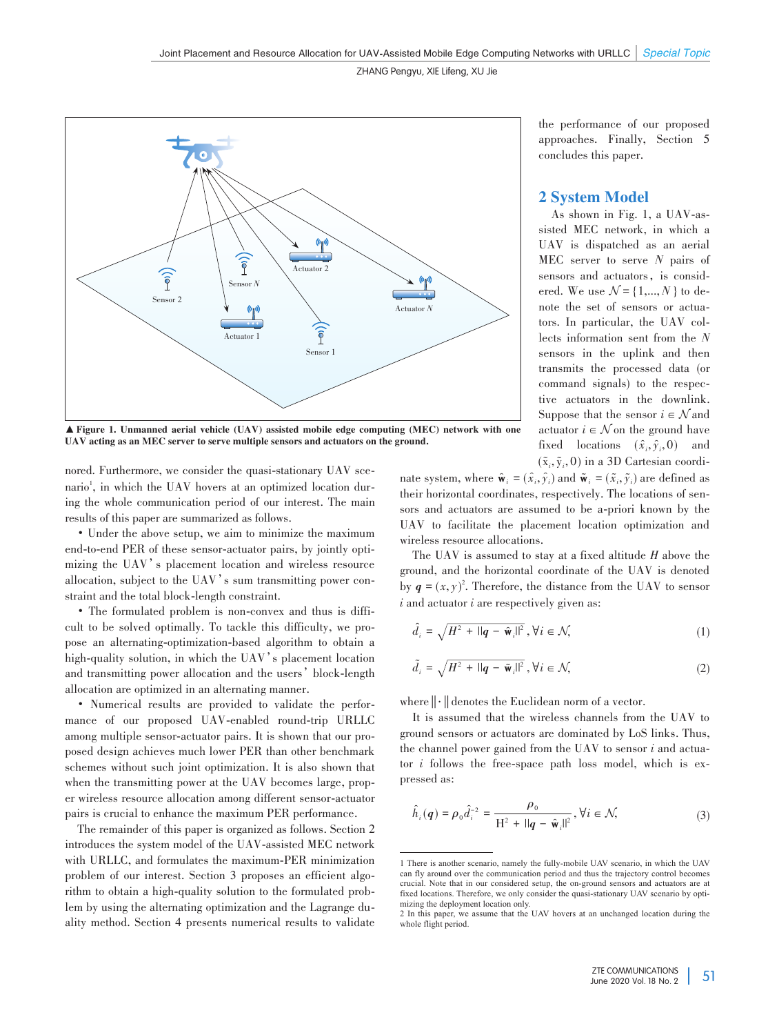▲ **Figure 1. Unmanned aerial vehicle (UAV) assisted mobile edge computing (MEC) network with one UAV acting as an MEC server to serve multiple sensors and actuators on the ground.**

nored. Furthermore, we consider the quasi-stationary UAV scenario[1], in which the UAV hovers at an optimized location during the whole communication period of our interest. The main results of this paper are summarized as follows.

- Under the above setup, we aim to minimize the maximum end-to-end PER of these sensor-actuator pairs, by jointly optimizing the UAV's placement location and wireless resource allocation, subject to the UAV's sum transmitting power constraint and the total block-length constraint.
- The formulated problem is non-convex and thus is difficult to be solved optimally. To tackle this difficulty, we propose an alternating-optimization-based algorithm to obtain a high-quality solution, in which the UAV's placement location and transmitting power allocation and the users' block-length allocation are optimized in an alternating manner.
- Numerical results are provided to validate the performance of our proposed UAV-enabled round-trip URLLC among multiple sensor-actuator pairs. It is shown that our proposed design achieves much lower PER than other benchmark schemes without such joint optimization. It is also shown that when the transmitting power at the UAV becomes large, proper wireless resource allocation among different sensor-actuator pairs is crucial to enhance the maximum PER performance.

The remainder of this paper is organized as follows. Section 2 introduces the system model of the UAV-assisted MEC network with URLLC, and formulates the maximum-PER minimization problem of our interest. Section 3 proposes an efficient algorithm to obtain a high-quality solution to the formulated problem by using the alternating optimization and the Lagrange duality method. Section 4 presents numerical results to validate the performance of our proposed approaches. Finally, Section 5 concludes this paper.

## 2 System Model

As shown in Fig. 1, a UAV-assisted MEC network, in which a UAV is dispatched as an aerial MEC server to serve $N$ pairs of sensors and actuators, is considered. We use $\mathcal{N} = \{1,..., N\}$ to denote the set of sensors or actuators. In particular, the UAV collects information sent from the $N$ sensors in the uplink and then transmits the processed data (or command signals) to the respective actuators in the downlink. Suppose that the sensor $i \in \mathcal{N}$ and actuator $i \in \mathcal{N}$ on the ground have fixed locations $(\hat{x}_i, \hat{y}_i, 0)$ and $(\tilde{x}_i, \tilde{y}_i, 0)$ in a 3D Cartesian coordinate system, where $\hat{\mathbf{w}}_i = (\hat{x}_i, \hat{y}_i)$ and $\tilde{\mathbf{w}}_i = (\tilde{x}_i, \tilde{y}_i)$ are defined as their horizontal coordinates, respectively. The locations of sensors and actuators are assumed to be a-priori known by the UAV to facilitate the placement location optimization and wireless resource allocations.

The UAV is assumed to stay at a fixed altitude $H$ above the ground, and the horizontal coordinate of the UAV is denoted by $\boldsymbol{q} = (x, y)$[2]. Therefore, the distance from the UAV to sensor $i$ and actuator $i$ are respectively given as:

$$\hat{d}_i = \sqrt{H^2 + \|\boldsymbol{q} - \hat{\mathbf{w}}_i\|^2}, \forall i \in \mathcal{N}, \tag{1}$$

$$\tilde{d}_i = \sqrt{H^2 + \|\boldsymbol{q} - \tilde{\mathbf{w}}_i\|^2}, \forall i \in \mathcal{N}, \tag{2}$$

where $\|\cdot\|$ denotes the Euclidean norm of a vector.

It is assumed that the wireless channels from the UAV to ground sensors or actuators are dominated by LoS links. Thus, the channel power gained from the UAV to sensor $i$ and actuator $i$ follows the free-space path loss model, which is expressed as:

$$\hat{h}_i(\boldsymbol{q}) = \rho_0 \hat{d}_i^{-2} = \frac{\rho_0}{H^2 + \|\boldsymbol{q} - \hat{\mathbf{w}}_i\|^2}, \forall i \in \mathcal{N}, \tag{3}$$

---

1 There is another scenario, namely the fully-mobile UAV scenario, in which the UAV can fly around over the communication period and thus the trajectory control becomes crucial. Note that in our considered setup, the on-ground sensors and actuators are at fixed locations. Therefore, we only consider the quasi-stationary UAV scenario by optimizing the deployment location only.

2 In this paper, we assume that the UAV hovers at an unchanged location during the whole flight period.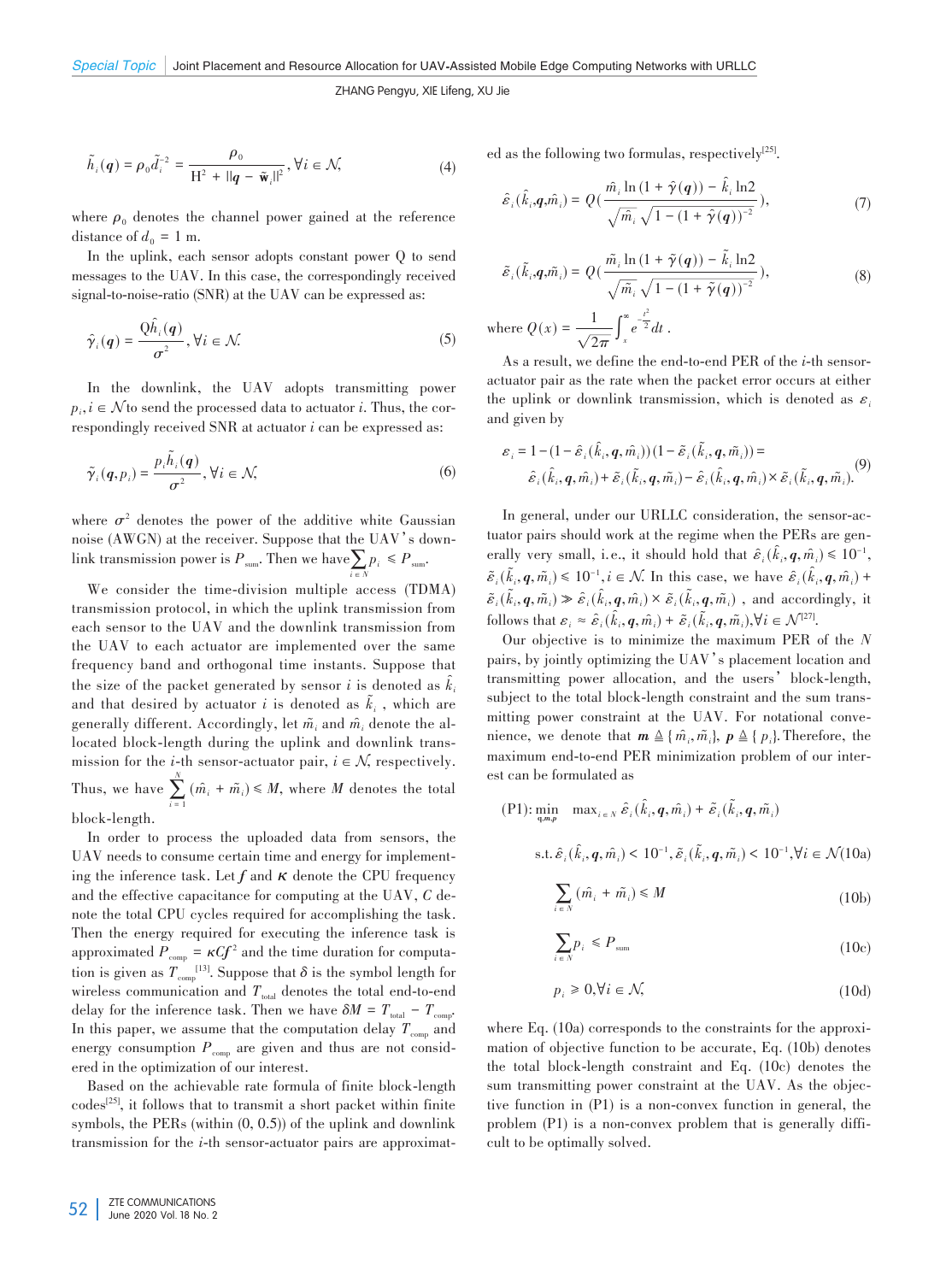$$\tilde{h}_i(\boldsymbol{q}) = \rho_0 \tilde{d}_i^{-2} = \frac{\rho_0}{\mathrm{H}^2 + \|\boldsymbol{q} - \tilde{\mathbf{w}}_i\|^2}, \forall i \in \mathcal{N}, \tag{4}$$

where $\rho_0$ denotes the channel power gained at the reference distance of $d_0 = 1$ m.

In the uplink, each sensor adopts constant power Q to send messages to the UAV. In this case, the correspondingly received signal-to-noise-ratio (SNR) at the UAV can be expressed as:

$$\hat{\gamma}_i(\boldsymbol{q}) = \frac{\mathrm{Q}\hat{h}_i(\boldsymbol{q})}{\sigma^2}, \forall i \in \mathcal{N}. \tag{5}$$

In the downlink, the UAV adopts transmitting power $p_i, i \in \mathcal{N}$ to send the processed data to actuator $i$. Thus, the correspondingly received SNR at actuator $i$ can be expressed as:

$$\tilde{\gamma}_i(\boldsymbol{q}, p_i) = \frac{p_i \tilde{h}_i(\boldsymbol{q})}{\sigma^2}, \forall i \in \mathcal{N}, \tag{6}$$

where $\sigma^2$ denotes the power of the additive white Gaussian noise (AWGN) at the receiver. Suppose that the UAV's downlink transmission power is $P_{\text{sum}}$. Then we have $\sum_{i \in N} p_i \leq P_{\text{sum}}$.

We consider the time-division multiple access (TDMA) transmission protocol, in which the uplink transmission from each sensor to the UAV and the downlink transmission from the UAV to each actuator are implemented over the same frequency band and orthogonal time instants. Suppose that the size of the packet generated by sensor $i$ is denoted as $\hat{k}_i$ and that desired by actuator $i$ is denoted as $\tilde{k}_i$, which are generally different. Accordingly, let $\tilde{m}_i$ and $\hat{m}_i$ denote the allocated block-length during the uplink and downlink transmission for the $i$-th sensor-actuator pair, $i \in \mathcal{N}$, respectively. Thus, we have $\sum_{i=1}^{N} (\hat{m}_i + \tilde{m}_i) \leq M$, where $M$ denotes the total block-length.

In order to process the uploaded data from sensors, the UAV needs to consume certain time and energy for implementing the inference task. Let $f$ and $\kappa$ denote the CPU frequency and the effective capacitance for computing at the UAV, $C$ denote the total CPU cycles required for accomplishing the task. Then the energy required for executing the inference task is approximated $P_{\text{comp}} = \kappa C f^2$ and the time duration for computation is given as $T_{\text{comp}}$[13]. Suppose that $\delta$ is the symbol length for wireless communication and $T_{\text{total}}$ denotes the total end-to-end delay for the inference task. Then we have $\delta M = T_{\text{total}} - T_{\text{comp}}$. In this paper, we assume that the computation delay $T_{\text{comp}}$ and energy consumption $P_{\text{comp}}$ are given and thus are not considered in the optimization of our interest.

Based on the achievable rate formula of finite block-length codes[25], it follows that to transmit a short packet within finite symbols, the PERs (within (0, 0.5)) of the uplink and downlink transmission for the $i$-th sensor-actuator pairs are approximated as the following two formulas, respectively[25].

$$\hat{\varepsilon}_i(\hat{k}_i, \boldsymbol{q}, \hat{m}_i) = Q\left(\frac{\hat{m}_i \ln(1 + \hat{\gamma}(\boldsymbol{q})) - \hat{k}_i \ln 2}{\sqrt{\hat{m}_i}\sqrt{1 - (1 + \hat{\gamma}(\boldsymbol{q}))^{-2}}}\right), \tag{7}$$

$$\tilde{\varepsilon}_i(\tilde{k}_i, \boldsymbol{q}, \tilde{m}_i) = Q\left(\frac{\tilde{m}_i \ln(1 + \tilde{\gamma}(\boldsymbol{q})) - \tilde{k}_i \ln 2}{\sqrt{\tilde{m}_i}\sqrt{1 - (1 + \tilde{\gamma}(\boldsymbol{q}))^{-2}}}\right), \tag{8}$$

where $Q(x) = \frac{1}{\sqrt{2\pi}}\int_x^\infty e^{-\frac{t^2}{2}} dt$.

As a result, we define the end-to-end PER of the $i$-th sensor-actuator pair as the rate when the packet error occurs at either the uplink or downlink transmission, which is denoted as $\varepsilon_i$ and given by

$$\begin{aligned}\varepsilon_i &= 1 - (1 - \hat{\varepsilon}_i(\hat{k}_i, \boldsymbol{q}, \hat{m}_i))(1 - \tilde{\varepsilon}_i(\tilde{k}_i, \boldsymbol{q}, \tilde{m}_i)) = \\ &\hat{\varepsilon}_i(\hat{k}_i, \boldsymbol{q}, \hat{m}_i) + \tilde{\varepsilon}_i(\tilde{k}_i, \boldsymbol{q}, \tilde{m}_i) - \hat{\varepsilon}_i(\hat{k}_i, \boldsymbol{q}, \hat{m}_i) \times \tilde{\varepsilon}_i(\tilde{k}_i, \boldsymbol{q}, \tilde{m}_i).\end{aligned} \tag{9}$$

In general, under our URLLC consideration, the sensor-actuator pairs should work at the regime when the PERs are generally very small, i.e., it should hold that $\hat{\varepsilon}_i(\hat{k}_i, \boldsymbol{q}, \hat{m}_i) \leq 10^{-1}$, $\tilde{\varepsilon}_i(\tilde{k}_i, \boldsymbol{q}, \tilde{m}_i) \leq 10^{-1}, i \in \mathcal{N}$. In this case, we have $\hat{\varepsilon}_i(\hat{k}_i, \boldsymbol{q}, \hat{m}_i) + \tilde{\varepsilon}_i(\tilde{k}_i, \boldsymbol{q}, \tilde{m}_i) \gg \hat{\varepsilon}_i(\hat{k}_i, \boldsymbol{q}, \hat{m}_i) \times \tilde{\varepsilon}_i(\tilde{k}_i, \boldsymbol{q}, \tilde{m}_i)$, and accordingly, it follows that $\varepsilon_i \approx \hat{\varepsilon}_i(\hat{k}_i, \boldsymbol{q}, \hat{m}_i) + \tilde{\varepsilon}_i(\tilde{k}_i, \boldsymbol{q}, \tilde{m}_i), \forall i \in \mathcal{N}$[27].

Our objective is to minimize the maximum PER of the $N$ pairs, by jointly optimizing the UAV's placement location and transmitting power allocation, and the users' block-length, subject to the total block-length constraint and the sum transmitting power constraint at the UAV. For notational convenience, we denote that $\boldsymbol{m} \triangleq \{\hat{m}_i, \tilde{m}_i\}$, $\boldsymbol{p} \triangleq \{p_i\}$. Therefore, the maximum end-to-end PER minimization problem of our interest can be formulated as

$$\text{(P1)}: \min_{\boldsymbol{q}, \boldsymbol{m}, \boldsymbol{p}} \quad \max_{i \in N} \hat{\varepsilon}_i(\hat{k}_i, \boldsymbol{q}, \hat{m}_i) + \tilde{\varepsilon}_i(\tilde{k}_i, \boldsymbol{q}, \tilde{m}_i)$$

$$\text{s.t.}\ \hat{\varepsilon}_i(\hat{k}_i, \boldsymbol{q}, \hat{m}_i) < 10^{-1}, \tilde{\varepsilon}_i(\tilde{k}_i, \boldsymbol{q}, \tilde{m}_i) < 10^{-1}, \forall i \in \mathcal{N} \tag{10a}$$

$$\sum_{i \in N} (\hat{m}_i + \tilde{m}_i) \leq M \tag{10b}$$

$$\sum_{i \in N} p_i \leq P_{\text{sum}} \tag{10c}$$

$$p_i \geq 0, \forall i \in \mathcal{N}, \tag{10d}$$

where Eq. (10a) corresponds to the constraints for the approximation of objective function to be accurate, Eq. (10b) denotes the total block-length constraint and Eq. (10c) denotes the sum transmitting power constraint at the UAV. As the objective function in (P1) is a non-convex function in general, the problem (P1) is a non-convex problem that is generally difficult to be optimally solved.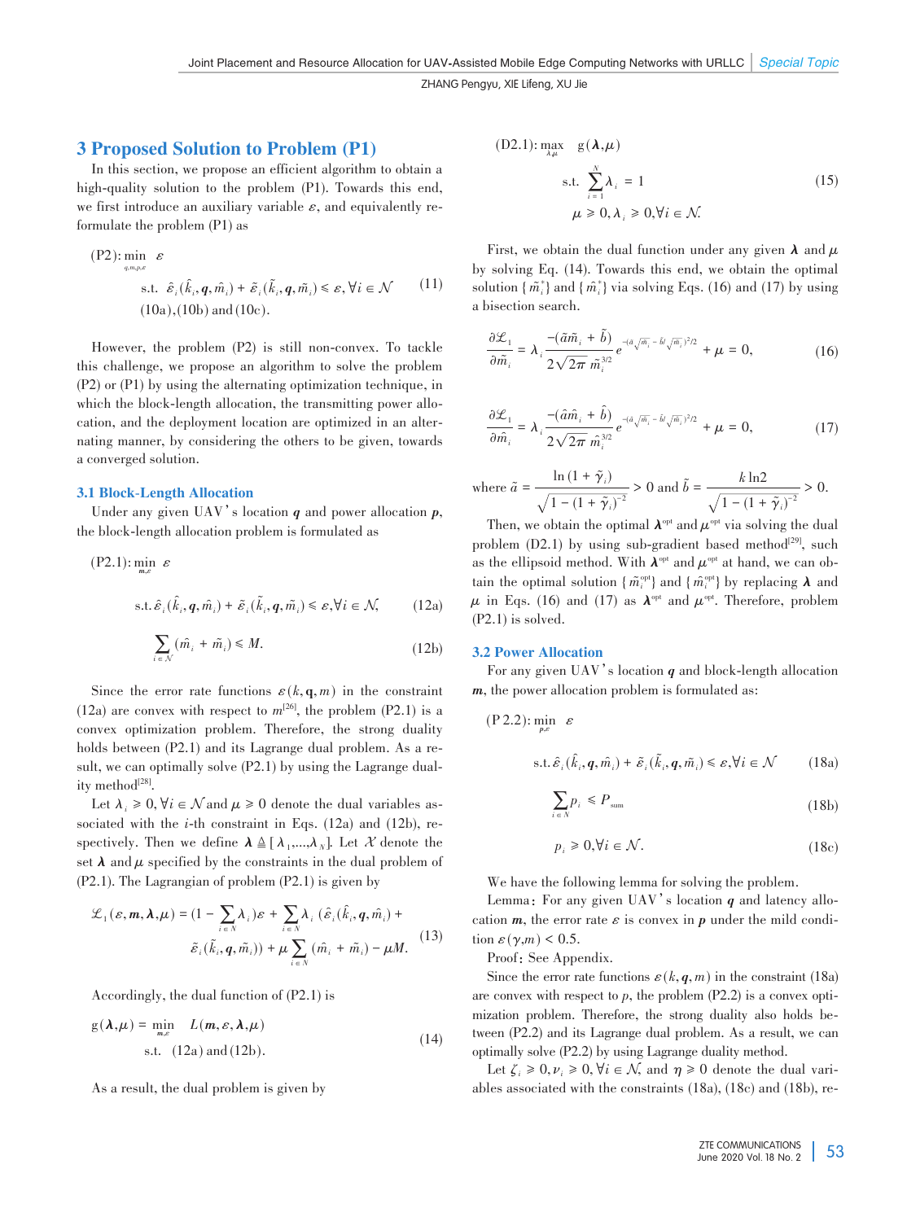## 3 Proposed Solution to Problem (P1)

In this section, we propose an efficient algorithm to obtain a high-quality solution to the problem (P1). Towards this end, we first introduce an auxiliary variable $\varepsilon$, and equivalently reformulate the problem (P1) as

$$
\begin{aligned}
\text{(P2)}: & \min_{q,m,p,\varepsilon} \ \varepsilon \\
& \text{s.t. } \hat{\varepsilon}_i(\hat{k}_i, \boldsymbol{q}, \hat{m}_i) + \tilde{\varepsilon}_i(\tilde{k}_i, \boldsymbol{q}, \tilde{m}_i) \leqslant \varepsilon, \forall i \in \mathcal{N} \quad (11) \\
& \text{(10a),(10b) and (10c).}
\end{aligned}
$$

However, the problem (P2) is still non-convex. To tackle this challenge, we propose an algorithm to solve the problem (P2) or (P1) by using the alternating optimization technique, in which the block-length allocation, the transmitting power allocation, and the deployment location are optimized in an alternating manner, by considering the others to be given, towards a converged solution.

### 3.1 Block-Length Allocation

Under any given UAV's location $\boldsymbol{q}$ and power allocation $\boldsymbol{p}$, the block-length allocation problem is formulated as

$$
\text{(P2.1)}: \min_{m,\varepsilon} \ \varepsilon
$$

$$
\text{s.t. } \hat{\varepsilon}_i(\hat{k}_i, \boldsymbol{q}, \hat{m}_i) + \tilde{\varepsilon}_i(\tilde{k}_i, \boldsymbol{q}, \tilde{m}_i) \leqslant \varepsilon, \forall i \in \mathcal{N}, \quad (12a)
$$

$$
\sum_{i \in \mathcal{N}} (\hat{m}_i + \tilde{m}_i) \leqslant M. \quad (12b)
$$

Since the error rate functions $\varepsilon(k, \mathbf{q}, m)$ in the constraint (12a) are convex with respect to $m$[26], the problem (P2.1) is a convex optimization problem. Therefore, the strong duality holds between (P2.1) and its Lagrange dual problem. As a result, we can optimally solve (P2.1) by using the Lagrange duality method[28].

Let $\lambda_i \geqslant 0, \forall i \in \mathcal{N}$ and $\mu \geqslant 0$ denote the dual variables associated with the $i$-th constraint in Eqs. (12a) and (12b), respectively. Then we define $\boldsymbol{\lambda} \triangleq [\lambda_1, \ldots, \lambda_N]$. Let $\mathcal{X}$ denote the set $\boldsymbol{\lambda}$ and $\mu$ specified by the constraints in the dual problem of (P2.1). The Lagrangian of problem (P2.1) is given by

$$
\begin{aligned}
\mathcal{L}_1(\varepsilon, \boldsymbol{m}, \boldsymbol{\lambda}, \mu) = {} & (1 - \sum_{i \in N} \lambda_i)\varepsilon + \sum_{i \in N} \lambda_i \, (\hat{\varepsilon}_i(\hat{k}_i, \boldsymbol{q}, \hat{m}_i) + \\
& \tilde{\varepsilon}_i(\tilde{k}_i, \boldsymbol{q}, \tilde{m}_i)) + \mu \sum_{i \in N} (\hat{m}_i + \tilde{m}_i) - \mu M.
\end{aligned} \quad (13)
$$

Accordingly, the dual function of (P2.1) is

$$
\begin{aligned}
g(\boldsymbol{\lambda}, \mu) = & \min_{m,\varepsilon} \quad L(\boldsymbol{m}, \varepsilon, \boldsymbol{\lambda}, \mu) \\
& \text{s.t.} \quad \text{(12a) and (12b).}
\end{aligned} \quad (14)
$$

As a result, the dual problem is given by

$$
\begin{aligned}
\text{(D2.1)}: & \max_{\lambda,\mu} \quad g(\boldsymbol{\lambda}, \mu) \\
& \text{s.t. } \sum_{i=1}^{N} \lambda_i = 1 \\
& \mu \geqslant 0, \lambda_i \geqslant 0, \forall i \in \mathcal{N}.
\end{aligned} \quad (15)
$$

First, we obtain the dual function under any given $\boldsymbol{\lambda}$ and $\mu$ by solving Eq. (14). Towards this end, we obtain the optimal solution $\{\tilde{m}_i^*\}$ and $\{\hat{m}_i^*\}$ via solving Eqs. (16) and (17) by using a bisection search.

$$
\frac{\partial \mathcal{L}_1}{\partial \tilde{m}_i} = \lambda_i \frac{-(\tilde{a}\tilde{m}_i + \tilde{b})}{2\sqrt{2\pi}\,\tilde{m}_i^{3/2}} e^{-(\tilde{a}\sqrt{\tilde{m}_i} - \tilde{b}/\sqrt{\tilde{m}_i})^2/2} + \mu = 0, \quad (16)
$$

$$
\frac{\partial \mathcal{L}_1}{\partial \hat{m}_i} = \lambda_i \frac{-(\hat{a}\hat{m}_i + \hat{b})}{2\sqrt{2\pi}\,\hat{m}_i^{3/2}} e^{-(\hat{a}\sqrt{\hat{m}_i} - \hat{b}/\sqrt{\hat{m}_i})^2/2} + \mu = 0, \quad (17)
$$

where $\tilde{a} = \dfrac{\ln(1 + \tilde{\gamma}_i)}{\sqrt{1 - (1 + \tilde{\gamma}_i)^{-2}}} > 0$ and $\tilde{b} = \dfrac{k \ln 2}{\sqrt{1 - (1 + \tilde{\gamma}_i)^{-2}}} > 0$.

Then, we obtain the optimal $\boldsymbol{\lambda}^{\text{opt}}$ and $\mu^{\text{opt}}$ via solving the dual problem (D2.1) by using sub-gradient based method[29], such as the ellipsoid method. With $\boldsymbol{\lambda}^{\text{opt}}$ and $\mu^{\text{opt}}$ at hand, we can obtain the optimal solution $\{\tilde{m}_i^{\text{opt}}\}$ and $\{\hat{m}_i^{\text{opt}}\}$ by replacing $\boldsymbol{\lambda}$ and $\mu$ in Eqs. (16) and (17) as $\boldsymbol{\lambda}^{\text{opt}}$ and $\mu^{\text{opt}}$. Therefore, problem (P2.1) is solved.

### 3.2 Power Allocation

For any given UAV's location $\boldsymbol{q}$ and block-length allocation $\boldsymbol{m}$, the power allocation problem is formulated as:

$$
\text{(P 2.2)}: \min_{p,\varepsilon} \ \varepsilon
$$

$$
\text{s.t. } \hat{\varepsilon}_i(\hat{k}_i, \boldsymbol{q}, \hat{m}_i) + \tilde{\varepsilon}_i(\tilde{k}_i, \boldsymbol{q}, \tilde{m}_i) \leqslant \varepsilon, \forall i \in \mathcal{N} \quad (18a)
$$

$$
\sum_{i \in N} p_i \leqslant P_{\text{sum}} \quad (18b)
$$

$$
p_i \geqslant 0, \forall i \in \mathcal{N}. \quad (18c)
$$

We have the following lemma for solving the problem.

Lemma: For any given UAV's location $\boldsymbol{q}$ and latency allocation $\boldsymbol{m}$, the error rate $\varepsilon$ is convex in $\boldsymbol{p}$ under the mild condition $\varepsilon(\gamma, m) < 0.5$.

Proof: See Appendix.

Since the error rate functions $\varepsilon(k, \boldsymbol{q}, m)$ in the constraint (18a) are convex with respect to $p$, the problem (P2.2) is a convex optimization problem. Therefore, the strong duality also holds between (P2.2) and its Lagrange dual problem. As a result, we can optimally solve (P2.2) by using Lagrange duality method.

Let $\zeta_i \geqslant 0, \nu_i \geqslant 0, \forall i \in \mathcal{N}$, and $\eta \geqslant 0$ denote the dual variables associated with the constraints (18a), (18c) and (18b), re-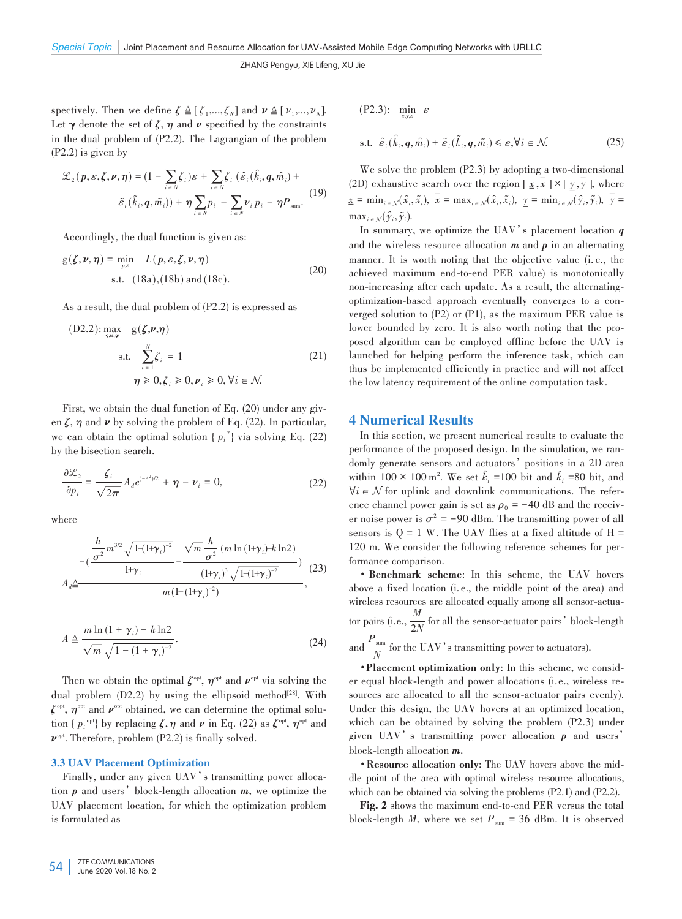spectively. Then we define $\boldsymbol{\zeta} \triangleq [\zeta_1,...,\zeta_N]$ and $\boldsymbol{\nu} \triangleq [\nu_1,...,\nu_N]$. Let $\boldsymbol{\gamma}$ denote the set of $\boldsymbol{\zeta}$, $\eta$ and $\boldsymbol{\nu}$ specified by the constraints in the dual problem of (P2.2). The Lagrangian of the problem (P2.2) is given by

$$\mathcal{L}_2(\boldsymbol{p},\varepsilon,\boldsymbol{\zeta},\boldsymbol{\nu},\eta) = (1 - \sum_{i\in N}\zeta_i)\varepsilon + \sum_{i\in N}\zeta_i\,(\hat{\varepsilon}_i(\hat{k}_i,\boldsymbol{q},\hat{m}_i) + \tilde{\varepsilon}_i(\tilde{k}_i,\boldsymbol{q},\tilde{m}_i)) + \eta\sum_{i\in N}p_i - \sum_{i\in N}\nu_i\,p_i - \eta P_{\text{sum}}. \tag{19}$$

Accordingly, the dual function is given as:

$$\begin{aligned} g(\boldsymbol{\zeta},\boldsymbol{\nu},\eta) = \min_{p,\varepsilon} \quad & L(\boldsymbol{p},\varepsilon,\boldsymbol{\zeta},\boldsymbol{\nu},\eta) \\ \text{s.t.} \quad & (18a),(18b) \text{ and } (18c). \end{aligned} \tag{20}$$

As a result, the dual problem of (P2.2) is expressed as

$$\begin{aligned} \text{(D2.2)}: \max_{\varsigma,\mu,\varphi} \quad & g(\boldsymbol{\zeta},\boldsymbol{\nu},\eta) \\ \text{s.t.} \quad & \sum_{i=1}^{N}\zeta_i = 1 \\ & \eta \geqslant 0, \zeta_i \geqslant 0, \boldsymbol{\nu}_i \geqslant 0, \forall i \in \mathcal{N}. \end{aligned} \tag{21}$$

First, we obtain the dual function of Eq. (20) under any given $\boldsymbol{\zeta}$, $\eta$ and $\boldsymbol{\nu}$ by solving the problem of Eq. (22). In particular, we can obtain the optimal solution $\{p_i^*\}$ via solving Eq. (22) by the bisection search.

$$\frac{\partial \mathcal{L}_2}{\partial p_i} = \frac{\zeta_i}{\sqrt{2\pi}} A_d e^{(-A^2)/2} + \eta - \nu_i = 0, \tag{22}$$

where

$$A_d \triangleq \frac{-\left(\dfrac{\dfrac{h}{\sigma^2} m^{3/2}\sqrt{1-(1+\gamma_i)^{-2}}}{1+\gamma_i} - \dfrac{\sqrt{m}\,\dfrac{h}{\sigma^2}\,(m\ln(1+\gamma_i)-k\ln 2)}{(1+\gamma_i)^3\sqrt{1-(1+\gamma_i)^{-2}}}\right)}{m(1-(1+\gamma_i)^{-2})}, \tag{23}$$

$$A \triangleq \frac{m\ln(1+\gamma_i) - k\ln 2}{\sqrt{m}\sqrt{1-(1+\gamma_i)^{-2}}}. \tag{24}$$

Then we obtain the optimal $\boldsymbol{\zeta}^{\text{opt}}$, $\eta^{\text{opt}}$ and $\boldsymbol{\nu}^{\text{opt}}$ via solving the dual problem (D2.2) by using the ellipsoid method[28]. With $\boldsymbol{\zeta}^{\text{opt}}$, $\eta^{\text{opt}}$ and $\boldsymbol{\nu}^{\text{opt}}$ obtained, we can determine the optimal solution $\{p_i^{\text{opt}}\}$ by replacing $\boldsymbol{\zeta}$, $\eta$ and $\boldsymbol{\nu}$ in Eq. (22) as $\boldsymbol{\zeta}^{\text{opt}}$, $\eta^{\text{opt}}$ and $\boldsymbol{\nu}^{\text{opt}}$. Therefore, problem (P2.2) is finally solved.

### 3.3 UAV Placement Optimization

Finally, under any given UAV's transmitting power allocation $\boldsymbol{p}$ and users' block-length allocation $\boldsymbol{m}$, we optimize the UAV placement location, for which the optimization problem is formulated as

$$\begin{aligned} \text{(P2.3)}: \quad \min_{x,y,\varepsilon} \quad & \varepsilon \\ \text{s.t.} \quad & \hat{\varepsilon}_i(\hat{k}_i,\boldsymbol{q},\hat{m}_i) + \tilde{\varepsilon}_i(\tilde{k}_i,\boldsymbol{q},\tilde{m}_i) \leqslant \varepsilon, \forall i \in \mathcal{N}. \end{aligned} \tag{25}$$

We solve the problem (P2.3) by adopting a two-dimensional (2D) exhaustive search over the region $[\underline{x},\overline{x}] \times [\underline{y},\overline{y}]$, where $\underline{x} = \min_{i\in\mathcal{N}}(\hat{x}_i,\tilde{x}_i)$, $\overline{x} = \max_{i\in\mathcal{N}}(\hat{x}_i,\tilde{x}_i)$, $\underline{y} = \min_{i\in\mathcal{N}}(\hat{y}_i,\tilde{y}_i)$, $\overline{y} = \max_{i\in\mathcal{N}}(\hat{y}_i,\tilde{y}_i)$.

In summary, we optimize the UAV's placement location $\boldsymbol{q}$ and the wireless resource allocation $\boldsymbol{m}$ and $\boldsymbol{p}$ in an alternating manner. It is worth noting that the objective value (i.e., the achieved maximum end-to-end PER value) is monotonically non-increasing after each update. As a result, the alternating-optimization-based approach eventually converges to a converged solution to (P2) or (P1), as the maximum PER value is lower bounded by zero. It is also worth noting that the proposed algorithm can be employed offline before the UAV is launched for helping perform the inference task, which can thus be implemented efficiently in practice and will not affect the low latency requirement of the online computation task.

## 4 Numerical Results

In this section, we present numerical results to evaluate the performance of the proposed design. In the simulation, we randomly generate sensors and actuators' positions in a 2D area within $100 \times 100\ \text{m}^2$. We set $\hat{k}_i$ =100 bit and $\tilde{k}_i$ =80 bit, and $\forall i \in \mathcal{N}$ for uplink and downlink communications. The reference channel power gain is set as $\rho_0 = -40$ dB and the receiver noise power is $\sigma^2 = -90$ dBm. The transmitting power of all sensors is Q = 1 W. The UAV flies at a fixed altitude of H = 120 m. We consider the following reference schemes for performance comparison.

- **Benchmark scheme**: In this scheme, the UAV hovers above a fixed location (i.e., the middle point of the area) and wireless resources are allocated equally among all sensor-actuator pairs (i.e., $\frac{M}{2N}$ for all the sensor-actuator pairs' block-length and $\frac{P_{\text{sum}}}{N}$ for the UAV's transmitting power to actuators).
- **Placement optimization only**: In this scheme, we consider equal block-length and power allocations (i.e., wireless resources are allocated to all the sensor-actuator pairs evenly). Under this design, the UAV hovers at an optimized location, which can be obtained by solving the problem (P2.3) under given UAV's transmitting power allocation $\boldsymbol{p}$ and users' block-length allocation $\boldsymbol{m}$.
- **Resource allocation only**: The UAV hovers above the middle point of the area with optimal wireless resource allocations, which can be obtained via solving the problems (P2.1) and (P2.2).

**Fig. 2** shows the maximum end-to-end PER versus the total block-length $M$, where we set $P_{\text{sum}}$ = 36 dBm. It is observed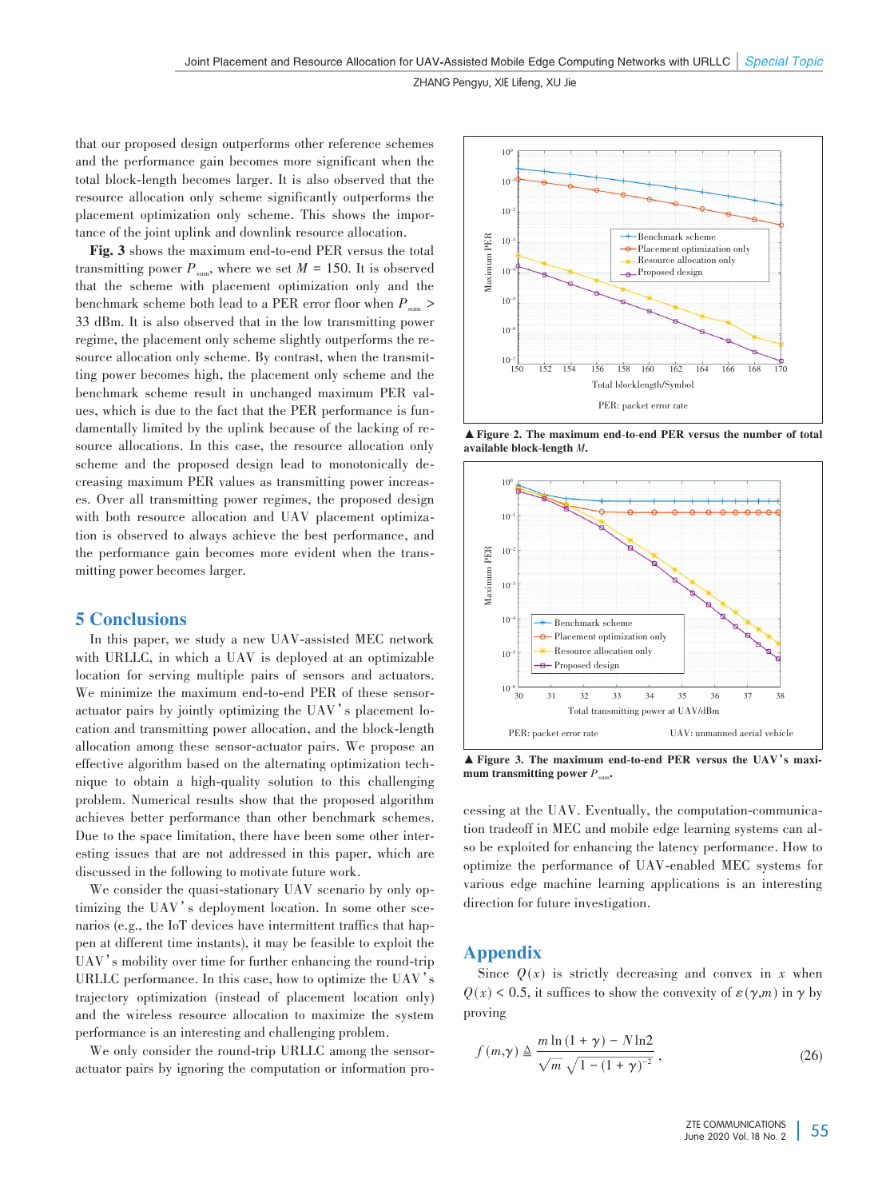that our proposed design outperforms other reference schemes and the performance gain becomes more significant when the total block-length becomes larger. It is also observed that the resource allocation only scheme significantly outperforms the placement optimization only scheme. This shows the importance of the joint uplink and downlink resource allocation.

**Fig. 3** shows the maximum end-to-end PER versus the total transmitting power $P_{sum}$, where we set $M = 150$. It is observed that the scheme with placement optimization only and the benchmark scheme both lead to a PER error floor when $P_{sum} >$ 33 dBm. It is also observed that in the low transmitting power regime, the placement only scheme slightly outperforms the resource allocation only scheme. By contrast, when the transmitting power becomes high, the placement only scheme and the benchmark scheme result in unchanged maximum PER values, which is due to the fact that the PER performance is fundamentally limited by the uplink because of the lacking of resource allocations. In this case, the resource allocation only scheme and the proposed design lead to monotonically decreasing maximum PER values as transmitting power increases. Over all transmitting power regimes, the proposed design with both resource allocation and UAV placement optimization is observed to always achieve the best performance, and the performance gain becomes more evident when the transmitting power becomes larger.

▲ Figure 2. The maximum end-to-end PER versus the number of total available block-length $M$.

▲ Figure 3. The maximum end-to-end PER versus the UAV's maximum transmitting power $P_{sum}$.

## 5 Conclusions

In this paper, we study a new UAV-assisted MEC network with URLLC, in which a UAV is deployed at an optimizable location for serving multiple pairs of sensors and actuators. We minimize the maximum end-to-end PER of these sensor-actuator pairs by jointly optimizing the UAV's placement location and transmitting power allocation, and the block-length allocation among these sensor-actuator pairs. We propose an effective algorithm based on the alternating optimization technique to obtain a high-quality solution to this challenging problem. Numerical results show that the proposed algorithm achieves better performance than other benchmark schemes. Due to the space limitation, there have been some other interesting issues that are not addressed in this paper, which are discussed in the following to motivate future work.

We consider the quasi-stationary UAV scenario by only optimizing the UAV's deployment location. In some other scenarios (e.g., the IoT devices have intermittent traffics that happen at different time instants), it may be feasible to exploit the UAV's mobility over time for further enhancing the round-trip URLLC performance. In this case, how to optimize the UAV's trajectory optimization (instead of placement location only) and the wireless resource allocation to maximize the system performance is an interesting and challenging problem.

We only consider the round-trip URLLC among the sensor-actuator pairs by ignoring the computation or information processing at the UAV. Eventually, the computation-communication tradeoff in MEC and mobile edge learning systems can also be exploited for enhancing the latency performance. How to optimize the performance of UAV-enabled MEC systems for various edge machine learning applications is an interesting direction for future investigation.

## Appendix

Since $Q(x)$ is strictly decreasing and convex in $x$ when $Q(x) < 0.5$, it suffices to show the convexity of $\varepsilon(\gamma,m)$ in $\gamma$ by proving

$$f(m,\gamma) \triangleq \frac{m \ln(1+\gamma) - N\ln 2}{\sqrt{m}\sqrt{1-(1+\gamma)^{-2}}}, \tag{26}$$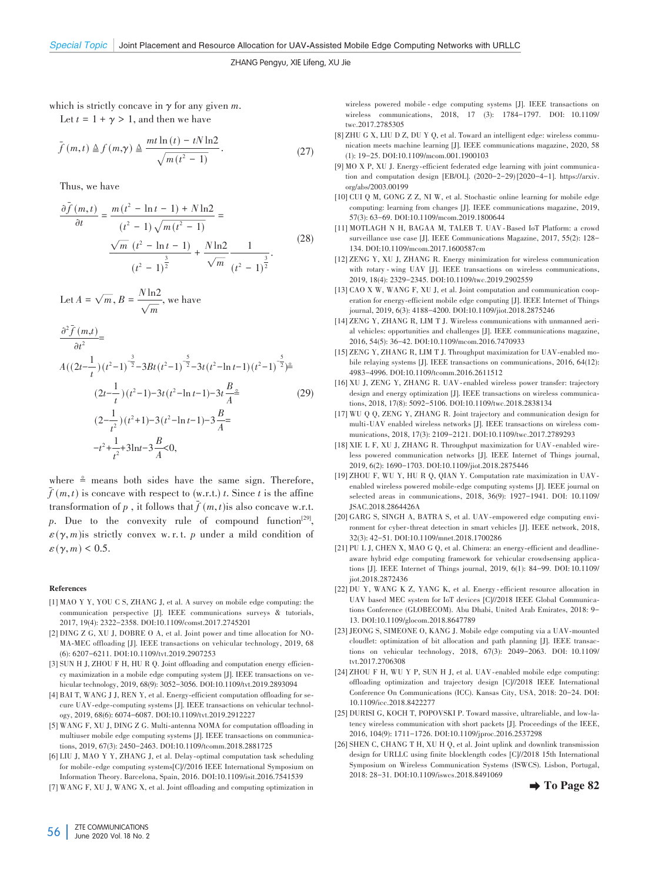which is strictly concave in $\gamma$ for any given $m$.

Let $t = 1 + \gamma > 1$, and then we have

$$\bar{f}(m,t) \triangleq f(m,\gamma) \triangleq \frac{mt\ln(t) - tN\ln 2}{\sqrt{m(t^2 - 1)}}. \tag{27}$$

Thus, we have

$$\begin{aligned}\frac{\partial \bar{f}(m,t)}{\partial t} &= \frac{m(t^2 - \ln t - 1) + N\ln 2}{(t^2 - 1)\sqrt{m(t^2 - 1)}} = \\ &\frac{\sqrt{m}\,(t^2 - \ln t - 1)}{(t^2 - 1)^{\frac{3}{2}}} + \frac{N\ln 2}{\sqrt{m}}\frac{1}{(t^2 - 1)^{\frac{3}{2}}}.\end{aligned} \tag{28}$$

Let $A = \sqrt{m}$, $B = \dfrac{N\ln 2}{\sqrt{m}}$, we have

$$\begin{aligned}&\frac{\partial^2 \bar{f}(m,t)}{\partial t^2} = \\ &A\Big((2t - \frac{1}{t})(t^2 - 1)^{-\frac{3}{2}} - 3Bt(t^2 - 1)^{-\frac{5}{2}} - 3t(t^2 - \ln t - 1)(t^2 - 1)^{-\frac{5}{2}}\Big) \hat{=} \\ &(2t - \frac{1}{t})(t^2 - 1) - 3t(t^2 - \ln t - 1) - 3t\frac{B}{A} \hat{=} \\ &(2 - \frac{1}{t^2})(t^2 + 1) - 3(t^2 - \ln t - 1) - 3\frac{B}{A} = \\ &-t^2 + \frac{1}{t^2} + 3\ln t - 3\frac{B}{A} < 0,\end{aligned} \tag{29}$$

where $\hat{=}$ means both sides have the same sign. Therefore, $\bar{f}(m,t)$ is concave with respect to (w.r.t.) $t$. Since $t$ is the affine transformation of $p$, it follows that $\bar{f}(m,t)$ is also concave w.r.t. $p$. Due to the convexity rule of compound function[29], $\varepsilon(\gamma,m)$ is strictly convex w.r.t. $p$ under a mild condition of $\varepsilon(\gamma,m) < 0.5$.

## References

[1] MAO Y Y, YOU C S, ZHANG J, et al. A survey on mobile edge computing: the communication perspective [J]. IEEE communications surveys & tutorials, 2017, 19(4): 2322–2358. DOI:10.1109/comst.2017.2745201

[2] DING Z G, XU J, DOBRE O A, et al. Joint power and time allocation for NOMA-MEC offloading [J]. IEEE transactions on vehicular technology, 2019, 68(6): 6207–6211. DOI:10.1109/tvt.2019.2907253

[3] SUN H J, ZHOU F H, HU R Q. Joint offloading and computation energy efficiency maximization in a mobile edge computing system [J]. IEEE transactions on vehicular technology, 2019, 68(3): 3052–3056. DOI:10.1109/tvt.2019.2893094

[4] BAI T, WANG J J, REN Y, et al. Energy-efficient computation offloading for secure UAV-edge-computing systems [J]. IEEE transactions on vehicular technology, 2019, 68(6): 6074–6087. DOI:10.1109/tvt.2019.2912227

[5] WANG F, XU J, DING Z G. Multi-antenna NOMA for computation offloading in multiuser mobile edge computing systems [J]. IEEE transactions on communications, 2019, 67(3): 2450–2463. DOI:10.1109/tcomm.2018.2881725

[6] LIU J, MAO Y Y, ZHANG J, et al. Delay-optimal computation task scheduling for mobile-edge computing systems[C]//2016 IEEE International Symposium on Information Theory. Barcelona, Spain, 2016. DOI:10.1109/isit.2016.7541539

[7] WANG F, XU J, WANG X, et al. Joint offloading and computing optimization in wireless powered mobile-edge computing systems [J]. IEEE transactions on wireless communications, 2018, 17 (3): 1784–1797. DOI: 10.1109/twc.2017.2785305

[8] ZHU G X, LIU D Z, DU Y Q, et al. Toward an intelligent edge: wireless communication meets machine learning [J]. IEEE communications magazine, 2020, 58 (1): 19–25. DOI:10.1109/mcom.001.1900103

[9] MO X P, XU J. Energy-efficient federated edge learning with joint communication and computation design [EB/OL]. (2020-2-29)[2020-4-1]. https://arxiv.org/abs/2003.00199

[10] CUI Q M, GONG Z Z, NI W, et al. Stochastic online learning for mobile edge computing: learning from changes [J]. IEEE communications magazine, 2019, 57(3): 63–69. DOI:10.1109/mcom.2019.1800644

[11] MOTLAGH N H, BAGAA M, TALEB T. UAV-Based IoT Platform: a crowd surveillance use case [J]. IEEE Communications Magazine, 2017, 55(2): 128–134. DOI:10.1109/mcom.2017.1600587cm

[12] ZENG Y, XU J, ZHANG R. Energy minimization for wireless communication with rotary-wing UAV [J]. IEEE transactions on wireless communications, 2019, 18(4): 2329–2345. DOI:10.1109/twc.2019.2902559

[13] CAO X W, WANG F, XU J, et al. Joint computation and communication cooperation for energy-efficient mobile edge computing [J]. IEEE Internet of Things journal, 2019, 6(3): 4188–4200. DOI:10.1109/jiot.2018.2875246

[14] ZENG Y, ZHANG R, LIM T J. Wireless communications with unmanned aerial vehicles: opportunities and challenges [J]. IEEE communications magazine, 2016, 54(5): 36–42. DOI:10.1109/mcom.2016.7470933

[15] ZENG Y, ZHANG R, LIM T J. Throughput maximization for UAV-enabled mobile relaying systems [J]. IEEE transactions on communications, 2016, 64(12): 4983–4996. DOI:10.1109/tcomm.2016.2611512

[16] XU J, ZENG Y, ZHANG R. UAV-enabled wireless power transfer: trajectory design and energy optimization [J]. IEEE transactions on wireless communications, 2018, 17(8): 5092–5106. DOI:10.1109/twc.2018.2838134

[17] WU Q Q, ZENG Y, ZHANG R. Joint trajectory and communication design for multi-UAV enabled wireless networks [J]. IEEE transactions on wireless communications, 2018, 17(3): 2109–2121. DOI:10.1109/twc.2017.2789293

[18] XIE L F, XU J, ZHANG R. Throughput maximization for UAV-enabled wireless powered communication networks [J]. IEEE Internet of Things journal, 2019, 6(2): 1690–1703. DOI:10.1109/jiot.2018.2875446

[19] ZHOU F, WU Y, HU R Q, QIAN Y. Computation rate maximization in UAV-enabled wireless powered mobile-edge computing systems [J]. IEEE journal on selected areas in communications, 2018, 36(9): 1927–1941. DOI: 10.1109/JSAC.2018.2864426A

[20] GARG S, SINGH A, BATRA S, et al. UAV-empowered edge computing environment for cyber-threat detection in smart vehicles [J]. IEEE network, 2018, 32(3): 42–51. DOI:10.1109/mnet.2018.1700286

[21] PU L J, CHEN X, MAO G Q, et al. Chimera: an energy-efficient and deadline-aware hybrid edge computing framework for vehicular crowdsensing applications [J]. IEEE Internet of Things journal, 2019, 6(1): 84–99. DOI: 10.1109/jiot.2018.2872436

[22] DU Y, WANG K Z, YANG K, et al. Energy-efficient resource allocation in UAV based MEC system for IoT devices [C]//2018 IEEE Global Communications Conference (GLOBECOM). Abu Dhabi, United Arab Emirates, 2018: 9–13. DOI:10.1109/glocom.2018.8647789

[23] JEONG S, SIMEONE O, KANG J. Mobile edge computing via a UAV-mounted cloudlet: optimization of bit allocation and path planning [J]. IEEE transactions on vehicular technology, 2018, 67(3): 2049–2063. DOI: 10.1109/tvt.2017.2706308

[24] ZHOU F H, WU Y P, SUN H J, et al. UAV-enabled mobile edge computing: offloading optimization and trajectory design [C]//2018 IEEE International Conference On Communications (ICC). Kansas City, USA, 2018: 20–24. DOI: 10.1109/icc.2018.8422277

[25] DURISI G, KOCH T, POPOVSKI P. Toward massive, ultrareliable, and low-latency wireless communication with short packets [J]. Proceedings of the IEEE, 2016, 104(9): 1711–1726. DOI:10.1109/jproc.2016.2537298

[26] SHEN C, CHANG T H, XU H Q, et al. Joint uplink and downlink transmission design for URLLC using finite blocklength codes [C]//2018 15th International Symposium on Wireless Communication Systems (ISWCS). Lisbon, Portugal, 2018: 28–31. DOI:10.1109/iswcs.2018.8491069

➡ **To Page 82**